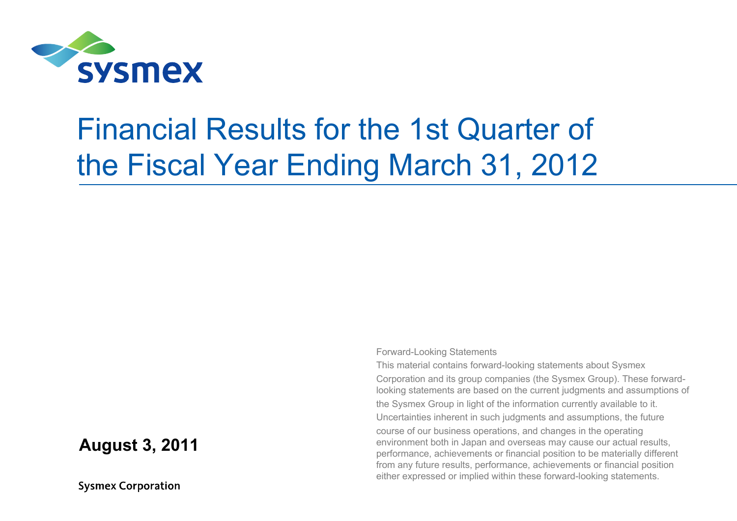sysmex

# Financial Results for the 1st Quarter of the Fiscal Year Ending March 31, 2012

**August 3, 2011**

**Sysmex Corporation**

Forward-Looking Statements

This material contains forward-looking statements about Sysmex Corporation and its group companies (the Sysmex Group). These forward-looking statements are based on the current judgments and assumptions of the Sysmex Group in light of the information currently available to it. Uncertainties inherent in such judgments and assumptions, the future course of our business operations, and changes in the operating environment both in Japan and overseas may cause our actual results, performance, achievements or financial position to be materially different from any future results, performance, achievements or financial position either expressed or implied within these forward-looking statements.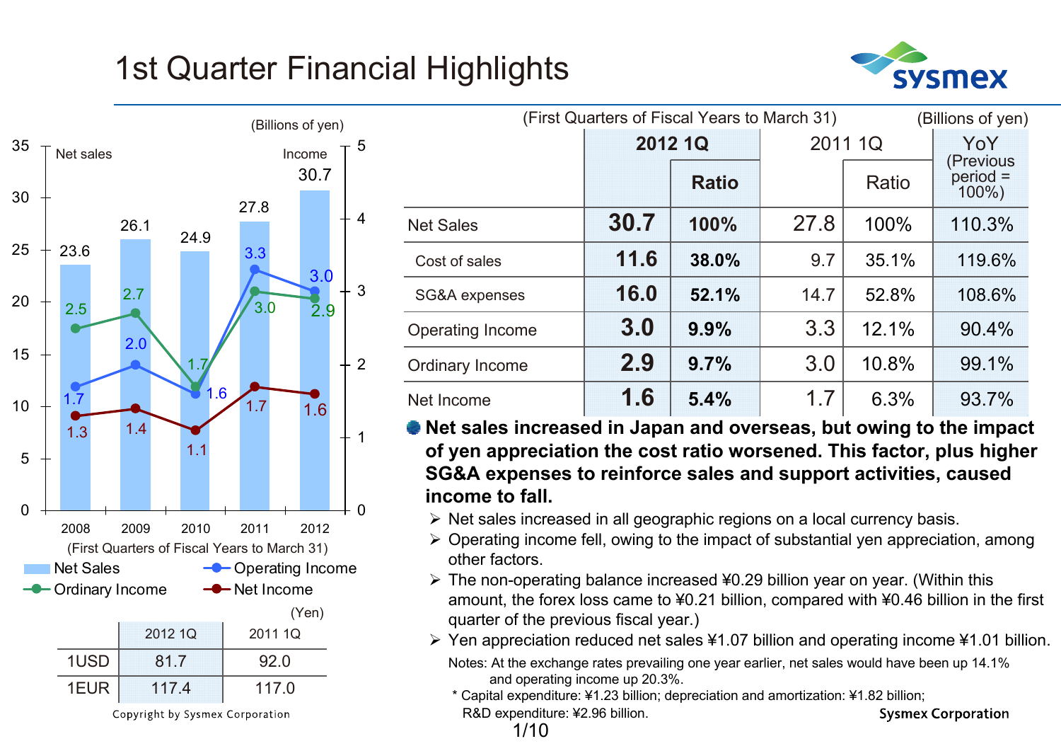# 1st Quarter Financial Highlights

(Billions of yen)

| | Net Sales | Operating Income | Ordinary Income | Net Income |
|---|---|---|---|---|
| 2008 | 23.6 | 1.7 | 2.5 | 1.3 |
| 2009 | 26.1 | 2.0 | 2.7 | 1.4 |
| 2010 | 24.9 | 1.6 | 1.7 | 1.1 |
| 2011 | 27.8 | 3.3 | 3.0 | 1.7 |
| 2012 | 30.7 | 3.0 | 2.9 | 1.6 |

(First Quarters of Fiscal Years to March 31)

(Yen)

| | 2012 1Q | 2011 1Q |
|---|---|---|
| 1USD | 81.7 | 92.0 |
| 1EUR | 117.4 | 117.0 |

Copyright by Sysmex Corporation

(First Quarters of Fiscal Years to March 31) (Billions of yen)

| | 2012 1Q | Ratio | 2011 1Q | Ratio | YoY (Previous period = 100%) |
|---|---|---|---|---|---|
| Net Sales | **30.7** | **100%** | 27.8 | 100% | 110.3% |
| Cost of sales | **11.6** | **38.0%** | 9.7 | 35.1% | 119.6% |
| SG&A expenses | **16.0** | **52.1%** | 14.7 | 52.8% | 108.6% |
| Operating Income | **3.0** | **9.9%** | 3.3 | 12.1% | 90.4% |
| Ordinary Income | **2.9** | **9.7%** | 3.0 | 10.8% | 99.1% |
| Net Income | **1.6** | **5.4%** | 1.7 | 6.3% | 93.7% |

- **Net sales increased in Japan and overseas, but owing to the impact of yen appreciation the cost ratio worsened. This factor, plus higher SG&A expenses to reinforce sales and support activities, caused income to fall.**
  - Net sales increased in all geographic regions on a local currency basis.
  - Operating income fell, owing to the impact of substantial yen appreciation, among other factors.
  - The non-operating balance increased ¥0.29 billion year on year. (Within this amount, the forex loss came to ¥0.21 billion, compared with ¥0.46 billion in the first quarter of the previous fiscal year.)
  - Yen appreciation reduced net sales ¥1.07 billion and operating income ¥1.01 billion.

  Notes: At the exchange rates prevailing one year earlier, net sales would have been up 14.1% and operating income up 20.3%.

  * Capital expenditure: ¥1.23 billion; depreciation and amortization: ¥1.82 billion; R&D expenditure: ¥2.96 billion.

Sysmex Corporation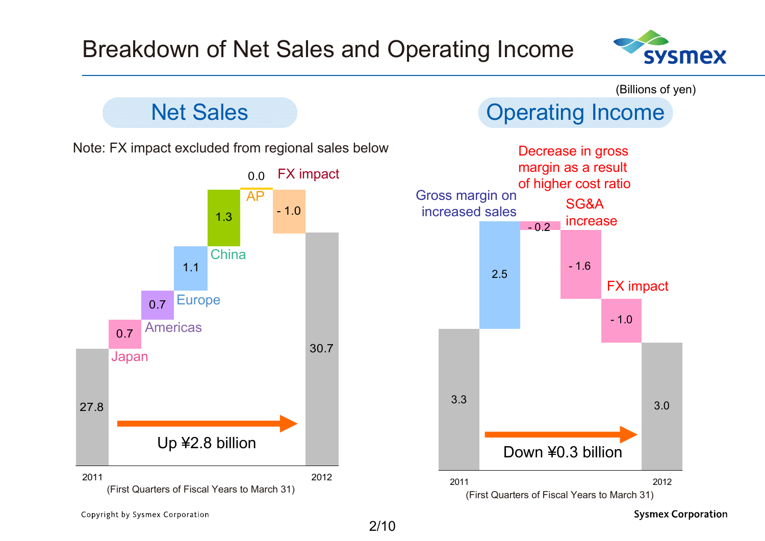# Breakdown of Net Sales and Operating Income

(Billions of yen)

## Net Sales

Note: FX impact excluded from regional sales below

| Item | Value |
|---|---|
| 2011 | 27.8 |
| Japan | 0.7 |
| Americas | 0.7 |
| Europe | 1.1 |
| China | 1.3 |
| AP | 0.0 |
| FX impact | - 1.0 |
| 2012 | 30.7 |

Up ¥2.8 billion

(First Quarters of Fiscal Years to March 31)

## Operating Income

| Item | Value |
|---|---|
| 2011 | 3.3 |
| Gross margin on increased sales | 2.5 |
| Decrease in gross margin as a result of higher cost ratio | - 0.2 |
| SG&A increase | - 1.6 |
| FX impact | - 1.0 |
| 2012 | 3.0 |

Down ¥0.3 billion

(First Quarters of Fiscal Years to March 31)

Copyright by Sysmex Corporation

Sysmex Corporation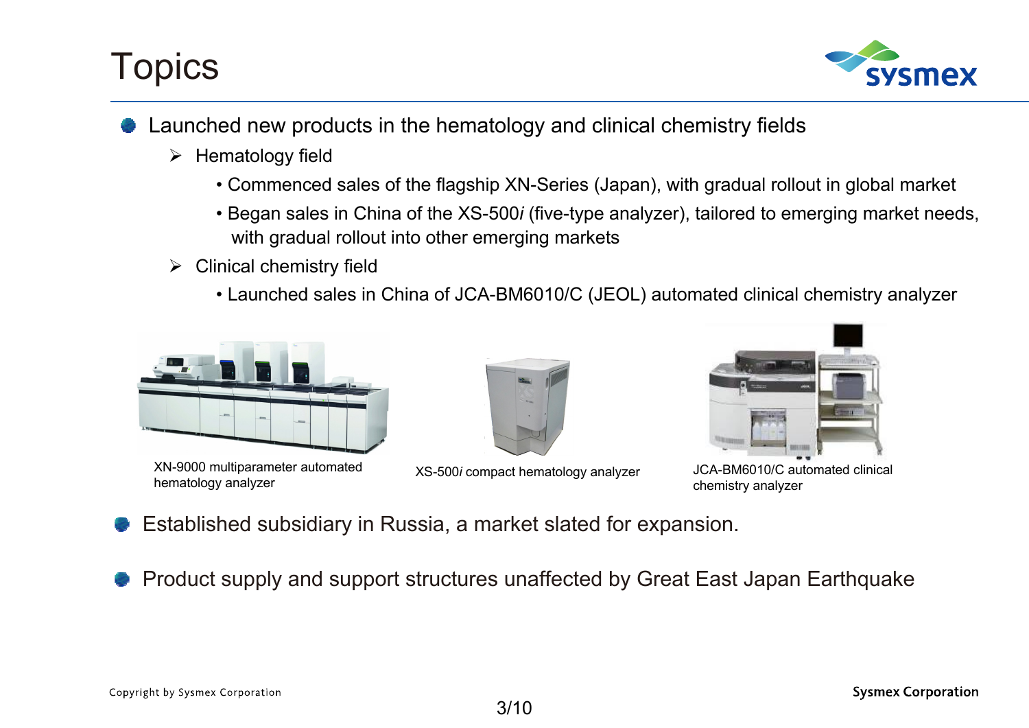# Topics

- Launched new products in the hematology and clinical chemistry fields
  - Hematology field
    - Commenced sales of the flagship XN-Series (Japan), with gradual rollout in global market
    - Began sales in China of the XS-500*i* (five-type analyzer), tailored to emerging market needs, with gradual rollout into other emerging markets
  - Clinical chemistry field
    - Launched sales in China of JCA-BM6010/C (JEOL) automated clinical chemistry analyzer

XN-9000 multiparameter automated hematology analyzer

XS-500*i* compact hematology analyzer

JCA-BM6010/C automated clinical chemistry analyzer

- Established subsidiary in Russia, a market slated for expansion.

- Product supply and support structures unaffected by Great East Japan Earthquake

Copyright by Sysmex Corporation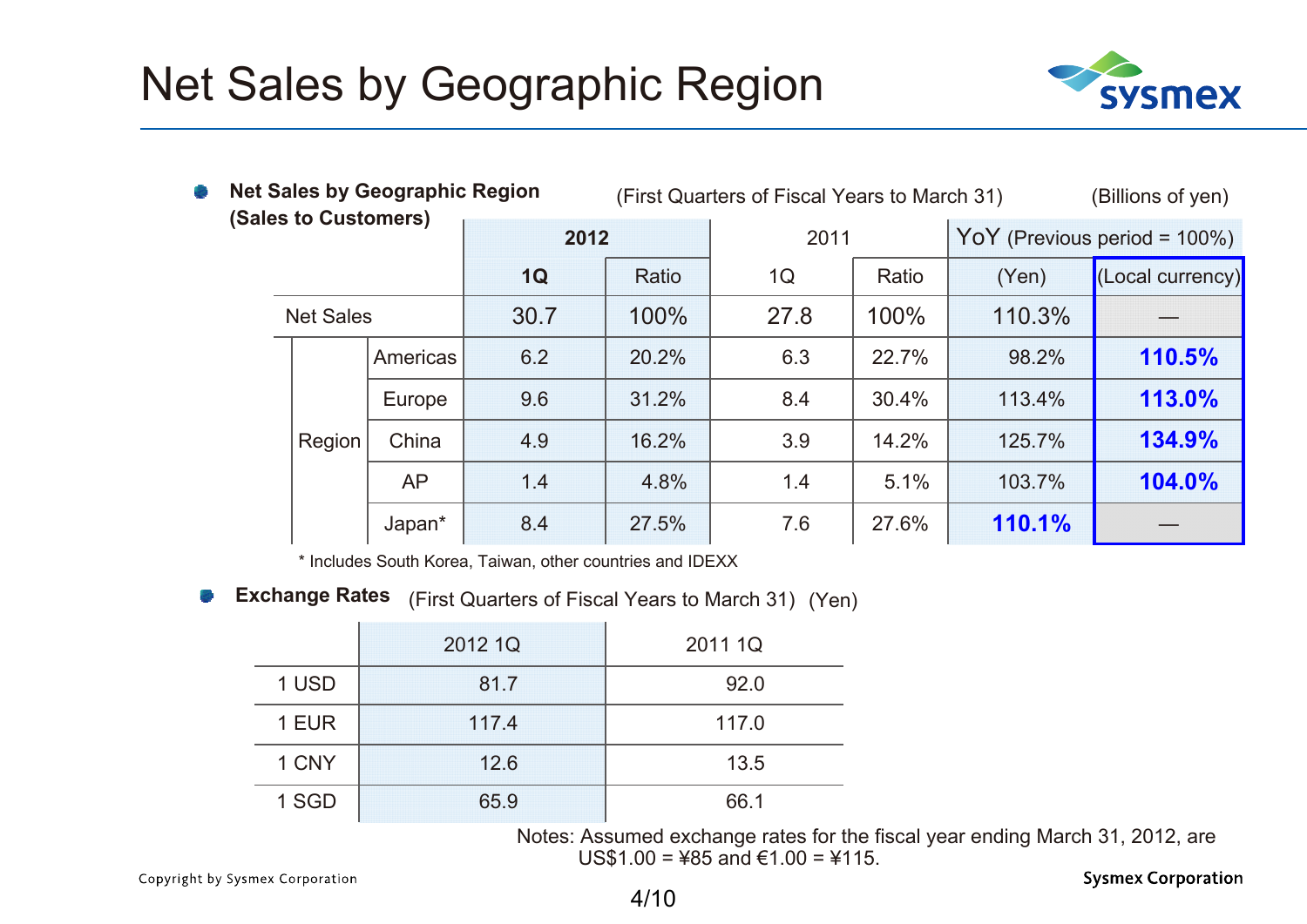# Net Sales by Geographic Region

- **Net Sales by Geographic Region (Sales to Customers)**

(First Quarters of Fiscal Years to March 31) (Billions of yen)

| | | 2012 | | 2011 | | YoY (Previous period = 100%) | |
|---|---|---|---|---|---|---|---|
| | | 1Q | Ratio | 1Q | Ratio | (Yen) | (Local currency) |
| Net Sales | | 30.7 | 100% | 27.8 | 100% | 110.3% | — |
| Region | Americas | 6.2 | 20.2% | 6.3 | 22.7% | 98.2% | **110.5%** |
| | Europe | 9.6 | 31.2% | 8.4 | 30.4% | 113.4% | **113.0%** |
| | China | 4.9 | 16.2% | 3.9 | 14.2% | 125.7% | **134.9%** |
| | AP | 1.4 | 4.8% | 1.4 | 5.1% | 103.7% | **104.0%** |
| | Japan* | 8.4 | 27.5% | 7.6 | 27.6% | **110.1%** | — |

\* Includes South Korea, Taiwan, other countries and IDEXX

- **Exchange Rates** (First Quarters of Fiscal Years to March 31) (Yen)

| | 2012 1Q | 2011 1Q |
|---|---|---|
| 1 USD | 81.7 | 92.0 |
| 1 EUR | 117.4 | 117.0 |
| 1 CNY | 12.6 | 13.5 |
| 1 SGD | 65.9 | 66.1 |

Notes: Assumed exchange rates for the fiscal year ending March 31, 2012, are US$1.00 = ¥85 and €1.00 = ¥115.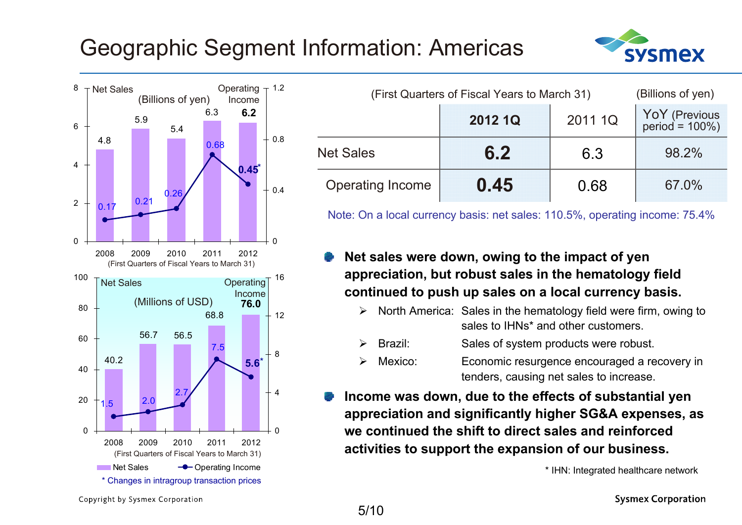# Geographic Segment Information: Americas

**Net Sales (Billions of yen) / Operating Income — First Quarters of Fiscal Years to March 31**

| | 2008 | 2009 | 2010 | 2011 | 2012 |
|---|---|---|---|---|---|
| Net Sales | 4.8 | 5.9 | 5.4 | 6.3 | **6.2** |
| Operating Income | 0.17 | 0.21 | 0.26 | 0.68 | **0.45*** |

**Net Sales (Millions of USD) / Operating Income — First Quarters of Fiscal Years to March 31**

| | 2008 | 2009 | 2010 | 2011 | 2012 |
|---|---|---|---|---|---|
| Net Sales | 40.2 | 56.7 | 56.5 | 68.8 | **76.0** |
| Operating Income | 1.5 | 2.0 | 2.7 | 7.5 | **5.6*** |

\* Changes in intragroup transaction prices

(First Quarters of Fiscal Years to March 31) (Billions of yen)

| | **2012 1Q** | 2011 1Q | YoY (Previous period = 100%) |
|---|---|---|---|
| Net Sales | **6.2** | 6.3 | 98.2% |
| Operating Income | **0.45** | 0.68 | 67.0% |

Note: On a local currency basis: net sales: 110.5%, operating income: 75.4%

- **Net sales were down, owing to the impact of yen appreciation, but robust sales in the hematology field continued to push up sales on a local currency basis.**
  - North America: Sales in the hematology field were firm, owing to sales to IHNs* and other customers.
  - Brazil: Sales of system products were robust.
  - Mexico: Economic resurgence encouraged a recovery in tenders, causing net sales to increase.
- **Income was down, due to the effects of substantial yen appreciation and significantly higher SG&A expenses, as we continued the shift to direct sales and reinforced activities to support the expansion of our business.**

\* IHN: Integrated healthcare network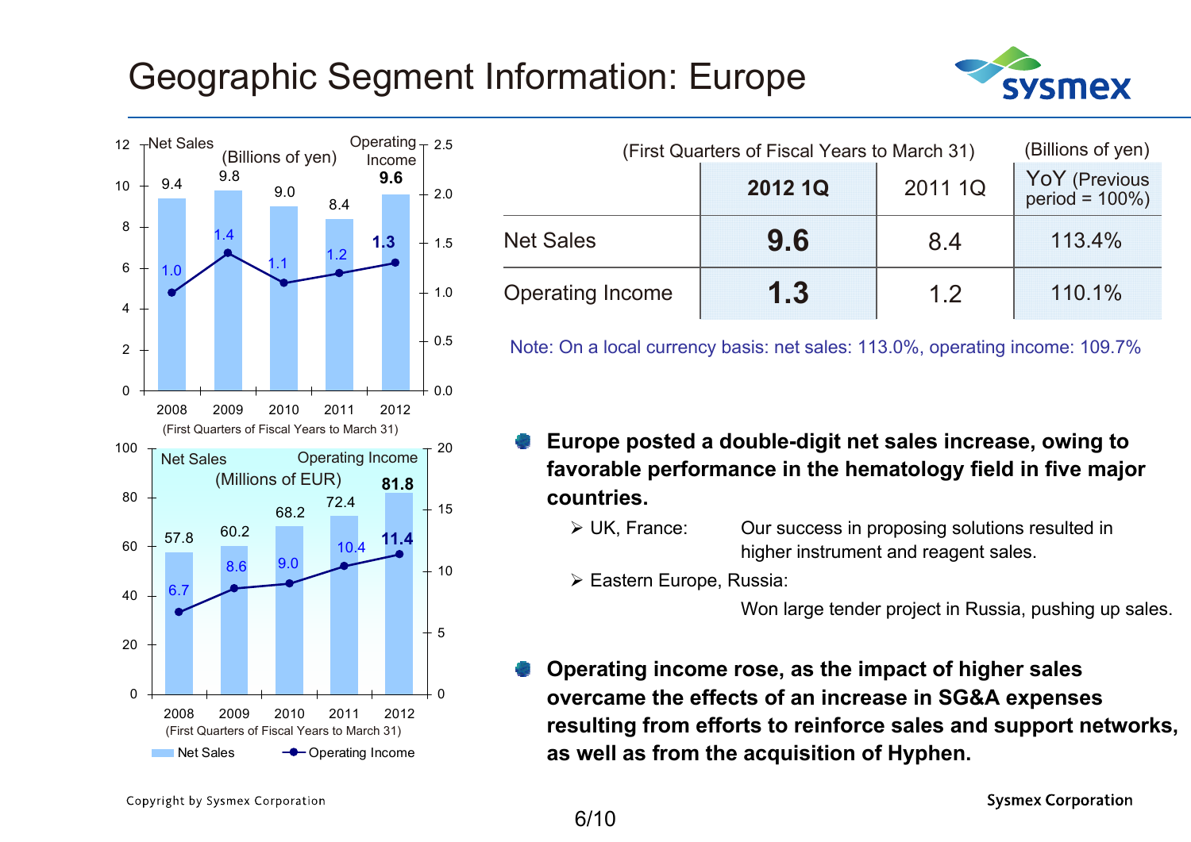# Geographic Segment Information: Europe

**Net Sales / Operating Income (Billions of yen)**
(First Quarters of Fiscal Years to March 31)

| | 2008 | 2009 | 2010 | 2011 | 2012 |
|---|---|---|---|---|---|
| Net Sales | 9.4 | 9.8 | 9.0 | 8.4 | 9.6 |
| Operating Income | 1.0 | 1.4 | 1.1 | 1.2 | 1.3 |

**Net Sales / Operating Income (Millions of EUR)**
(First Quarters of Fiscal Years to March 31)

| | 2008 | 2009 | 2010 | 2011 | 2012 |
|---|---|---|---|---|---|
| Net Sales | 57.8 | 60.2 | 68.2 | 72.4 | 81.8 |
| Operating Income | 6.7 | 8.6 | 9.0 | 10.4 | 11.4 |

(First Quarters of Fiscal Years to March 31) (Billions of yen)

| | 2012 1Q | 2011 1Q | YoY (Previous period = 100%) |
|---|---|---|---|
| Net Sales | **9.6** | 8.4 | 113.4% |
| Operating Income | **1.3** | 1.2 | 110.1% |

Note: On a local currency basis: net sales: 113.0%, operating income: 109.7%

- **Europe posted a double-digit net sales increase, owing to favorable performance in the hematology field in five major countries.**
  - UK, France: Our success in proposing solutions resulted in higher instrument and reagent sales.
  - Eastern Europe, Russia: Won large tender project in Russia, pushing up sales.

- **Operating income rose, as the impact of higher sales overcame the effects of an increase in SG&A expenses resulting from efforts to reinforce sales and support networks, as well as from the acquisition of Hyphen.**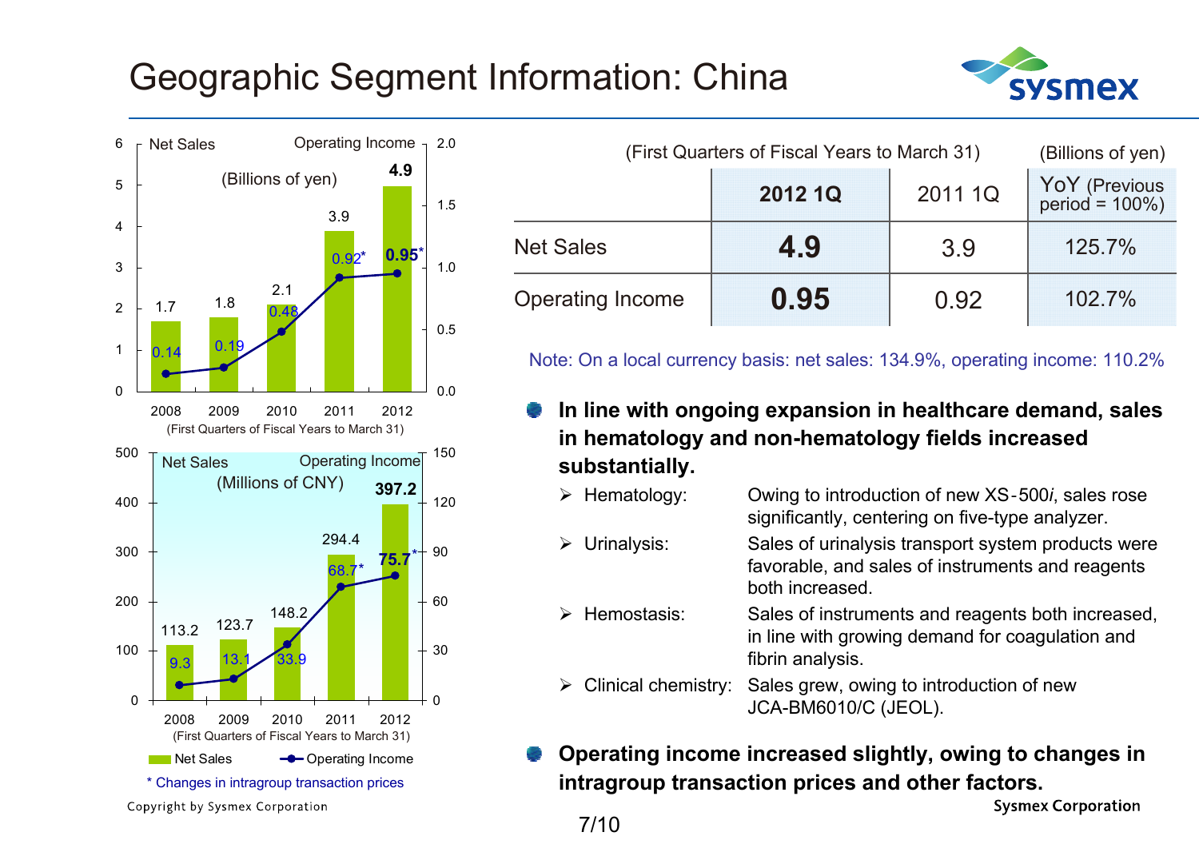# Geographic Segment Information: China

Net Sales / Operating Income (Billions of yen)

| | 2008 | 2009 | 2010 | 2011 | 2012 |
|---|---|---|---|---|---|
| Net Sales | 1.7 | 1.8 | 2.1 | 3.9 | 4.9 |
| Operating Income | 0.14 | 0.19 | 0.48 | 0.92* | 0.95* |

(First Quarters of Fiscal Years to March 31)

Net Sales / Operating Income (Millions of CNY)

| | 2008 | 2009 | 2010 | 2011 | 2012 |
|---|---|---|---|---|---|
| Net Sales | 113.2 | 123.7 | 148.2 | 294.4 | 397.2 |
| Operating Income | 9.3 | 13.1 | 33.9 | 68.7* | 75.7* |

(First Quarters of Fiscal Years to March 31)

\* Changes in intragroup transaction prices

(First Quarters of Fiscal Years to March 31) (Billions of yen)

| | 2012 1Q | 2011 1Q | YoY (Previous period = 100%) |
|---|---|---|---|
| Net Sales | **4.9** | 3.9 | 125.7% |
| Operating Income | **0.95** | 0.92 | 102.7% |

Note: On a local currency basis: net sales: 134.9%, operating income: 110.2%

- **In line with ongoing expansion in healthcare demand, sales in hematology and non-hematology fields increased substantially.**
  - Hematology: Owing to introduction of new XS-500*i*, sales rose significantly, centering on five-type analyzer.
  - Urinalysis: Sales of urinalysis transport system products were favorable, and sales of instruments and reagents both increased.
  - Hemostasis: Sales of instruments and reagents both increased, in line with growing demand for coagulation and fibrin analysis.
  - Clinical chemistry: Sales grew, owing to introduction of new JCA-BM6010/C (JEOL).
- **Operating income increased slightly, owing to changes in intragroup transaction prices and other factors.**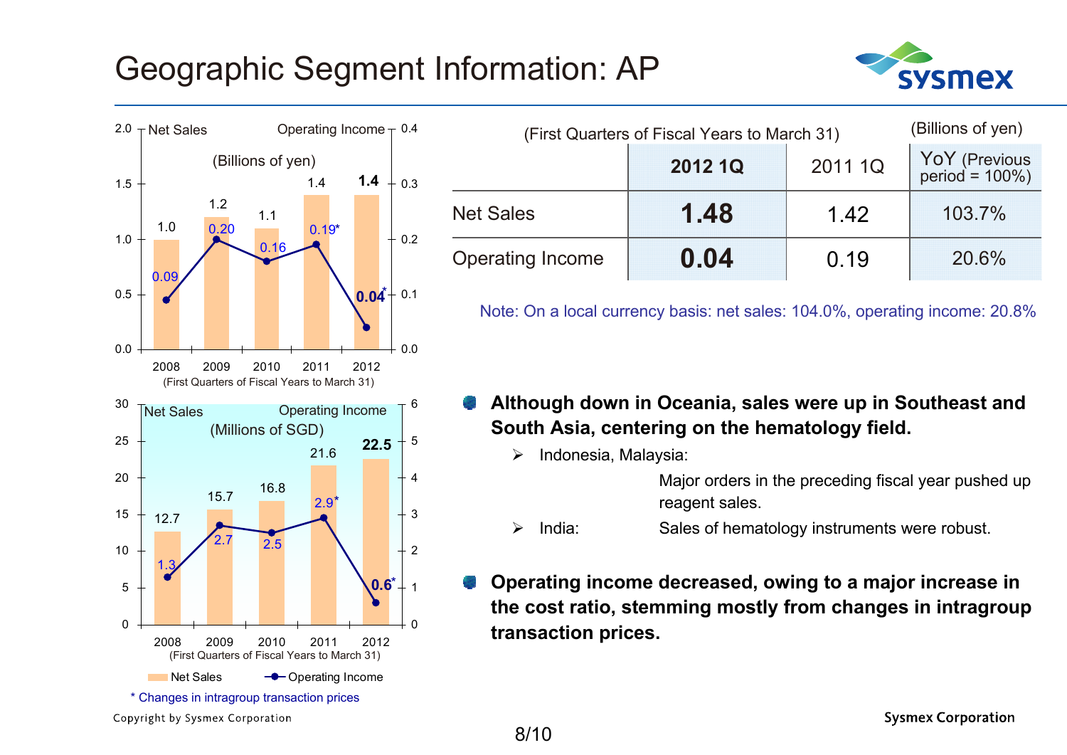# Geographic Segment Information: AP

**Net Sales / Operating Income (Billions of yen)**

| First Quarters of Fiscal Years to March 31 | 2008 | 2009 | 2010 | 2011 | 2012 |
|---|---|---|---|---|---|
| Net Sales | 1.0 | 1.2 | 1.1 | 1.4 | 1.4 |
| Operating Income | 0.09 | 0.20 | 0.16 | 0.19* | 0.04* |

**Net Sales / Operating Income (Millions of SGD)**

| First Quarters of Fiscal Years to March 31 | 2008 | 2009 | 2010 | 2011 | 2012 |
|---|---|---|---|---|---|
| Net Sales | 12.7 | 15.7 | 16.8 | 21.6 | 22.5 |
| Operating Income | 1.3 | 2.7 | 2.5 | 2.9* | 0.6* |

\* Changes in intragroup transaction prices

(First Quarters of Fiscal Years to March 31) (Billions of yen)

| | 2012 1Q | 2011 1Q | YoY (Previous period = 100%) |
|---|---|---|---|
| Net Sales | **1.48** | 1.42 | 103.7% |
| Operating Income | **0.04** | 0.19 | 20.6% |

Note: On a local currency basis: net sales: 104.0%, operating income: 20.8%

- **Although down in Oceania, sales were up in Southeast and South Asia, centering on the hematology field.**
  - Indonesia, Malaysia: Major orders in the preceding fiscal year pushed up reagent sales.
  - India: Sales of hematology instruments were robust.
- **Operating income decreased, owing to a major increase in the cost ratio, stemming mostly from changes in intragroup transaction prices.**

Copyright by Sysmex Corporation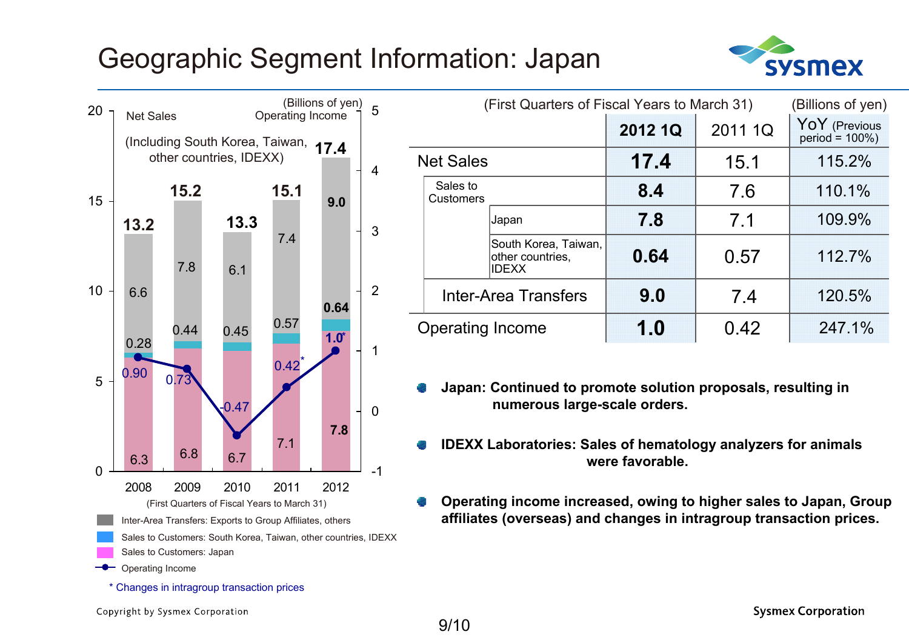# Geographic Segment Information: Japan

(Billions of yen)

Net Sales (Including South Korea, Taiwan, other countries, IDEXX) / Operating Income

| (First Quarters of Fiscal Years to March 31) | 2008 | 2009 | 2010 | 2011 | 2012 |
|---|---|---|---|---|---|
| Net Sales | 13.2 | 15.2 | 13.3 | 15.1 | 17.4 |
| Inter-Area Transfers: Exports to Group Affiliates, others | 6.6 | 7.8 | 6.1 | 7.4 | 9.0 |
| Sales to Customers: South Korea, Taiwan, other countries, IDEXX | 0.28 | 0.44 | 0.45 | 0.57 | 0.64 |
| Sales to Customers: Japan | 6.3 | 6.8 | 6.7 | 7.1 | 7.8 |
| Operating Income | 0.90 | 0.73 | -0.47 | 0.42* | 1.0* |

\* Changes in intragroup transaction prices

(First Quarters of Fiscal Years to March 31) (Billions of yen)

| | | | 2012 1Q | 2011 1Q | YoY (Previous period = 100%) |
|---|---|---|---|---|---|
| Net Sales | | | **17.4** | 15.1 | 115.2% |
| | Sales to Customers | | **8.4** | 7.6 | 110.1% |
| | | Japan | **7.8** | 7.1 | 109.9% |
| | | South Korea, Taiwan, other countries, IDEXX | **0.64** | 0.57 | 112.7% |
| | Inter-Area Transfers | | **9.0** | 7.4 | 120.5% |
| Operating Income | | | **1.0** | 0.42 | 247.1% |

- **Japan: Continued to promote solution proposals, resulting in numerous large-scale orders.**
- **IDEXX Laboratories: Sales of hematology analyzers for animals were favorable.**
- **Operating income increased, owing to higher sales to Japan, Group affiliates (overseas) and changes in intragroup transaction prices.**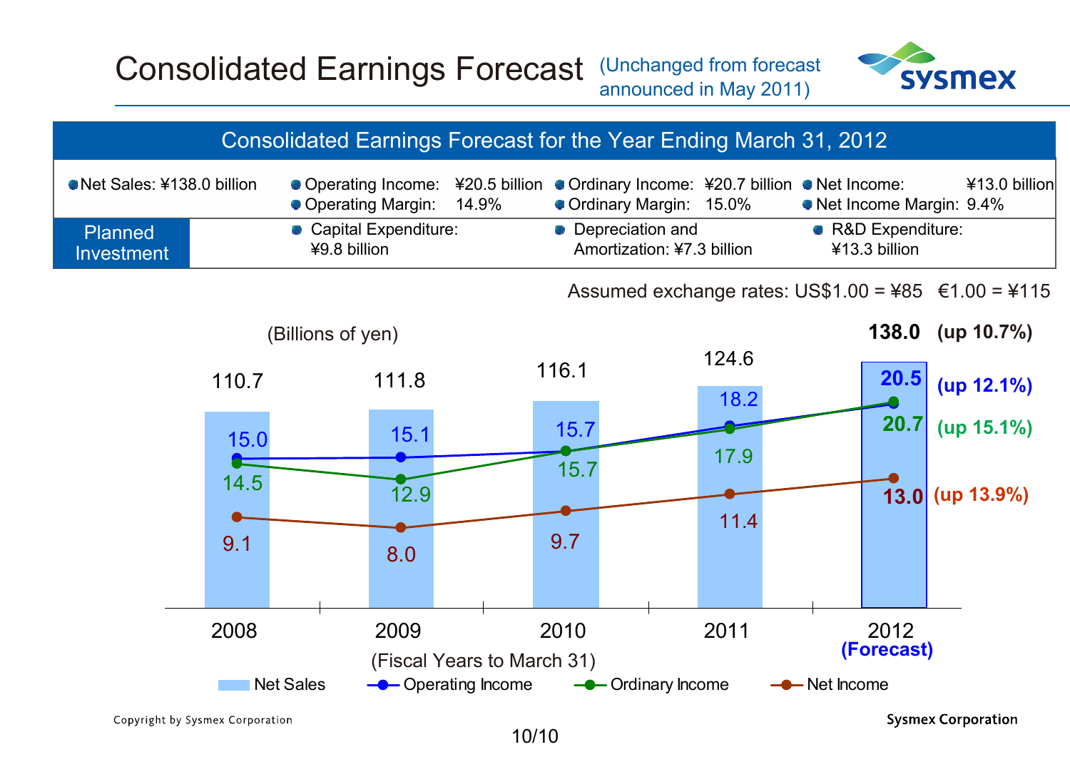# Consolidated Earnings Forecast

(Unchanged from forecast announced in May 2011)

## Consolidated Earnings Forecast for the Year Ending March 31, 2012

| | | | |
|---|---|---|---|
| Net Sales: ¥138.0 billion | Operating Income: ¥20.5 billion<br>Operating Margin: 14.9% | Ordinary Income: ¥20.7 billion<br>Ordinary Margin: 15.0% | Net Income: ¥13.0 billion<br>Net Income Margin: 9.4% |
| **Planned Investment** | Capital Expenditure: ¥9.8 billion | Depreciation and Amortization: ¥7.3 billion | R&D Expenditure: ¥13.3 billion |

Assumed exchange rates: US$1.00 = ¥85 €1.00 = ¥115

(Billions of yen)

| Fiscal Years to March 31 | 2008 | 2009 | 2010 | 2011 | 2012 (Forecast) |
|---|---|---|---|---|---|
| Net Sales | 110.7 | 111.8 | 116.1 | 124.6 | **138.0 (up 10.7%)** |
| Operating Income | 15.0 | 15.1 | 15.7 | 18.2 | **20.5 (up 12.1%)** |
| Ordinary Income | 14.5 | 12.9 | 15.7 | 17.9 | **20.7 (up 15.1%)** |
| Net Income | 9.1 | 8.0 | 9.7 | 11.4 | **13.0 (up 13.9%)** |

Copyright by Sysmex Corporation

Sysmex Corporation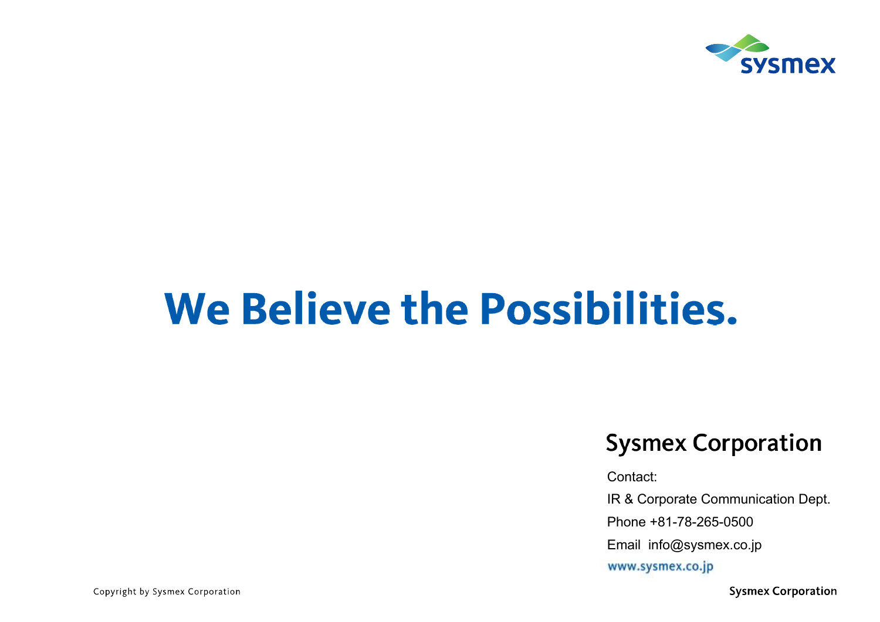# We Believe the Possibilities.

## Sysmex Corporation

Contact:

IR & Corporate Communication Dept.

Phone +81-78-265-0500

Email info@sysmex.co.jp

www.sysmex.co.jp

Copyright by Sysmex Corporation